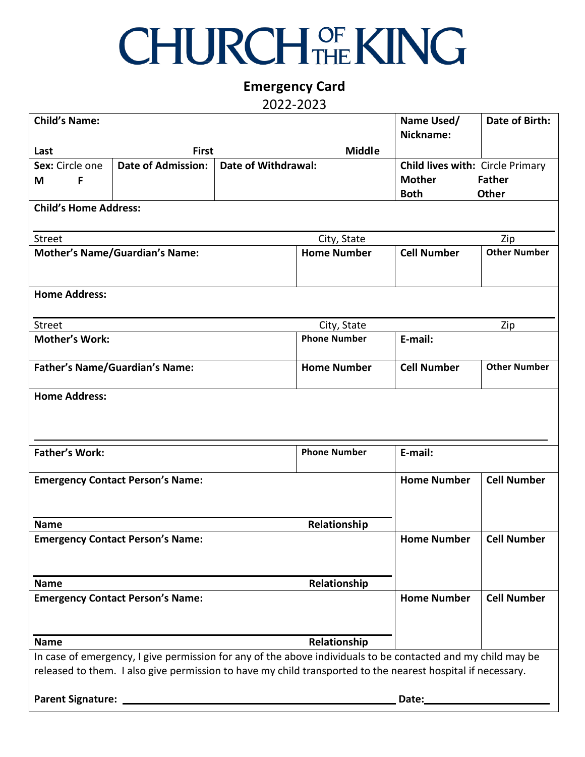# CHURCH OF THE KING

## Emergency Card

2022-2023

| Child's Name: | | | Name Used/ Nickname: | Date of Birth: |
|---|---|---|---|---|
| Last | First | Middle | | |
| Sex: Circle one M F | Date of Admission: | Date of Withdrawal: | Child lives with: Circle Primary Mother Father Both Other | |
| Child's Home Address: | | | | |
| Street | | City, State | | Zip |
| Mother's Name/Guardian's Name: | | Home Number | Cell Number | Other Number |
| Home Address: | | | | |
| Street | | City, State | | Zip |
| Mother's Work: | | Phone Number | E-mail: | |
| Father's Name/Guardian's Name: | | Home Number | Cell Number | Other Number |
| Home Address: | | | | |
| Father's Work: | | Phone Number | E-mail: | |
| Emergency Contact Person's Name: | | | Home Number | Cell Number |
| Name | | Relationship | | |
| Emergency Contact Person's Name: | | | Home Number | Cell Number |
| Name | | Relationship | | |
| Emergency Contact Person's Name: | | | Home Number | Cell Number |
| Name | | Relationship | | |

In case of emergency, I give permission for any of the above individuals to be contacted and my child may be released to them. I also give permission to have my child transported to the nearest hospital if necessary.

**Parent Signature:** ______________________________ **Date:** ______________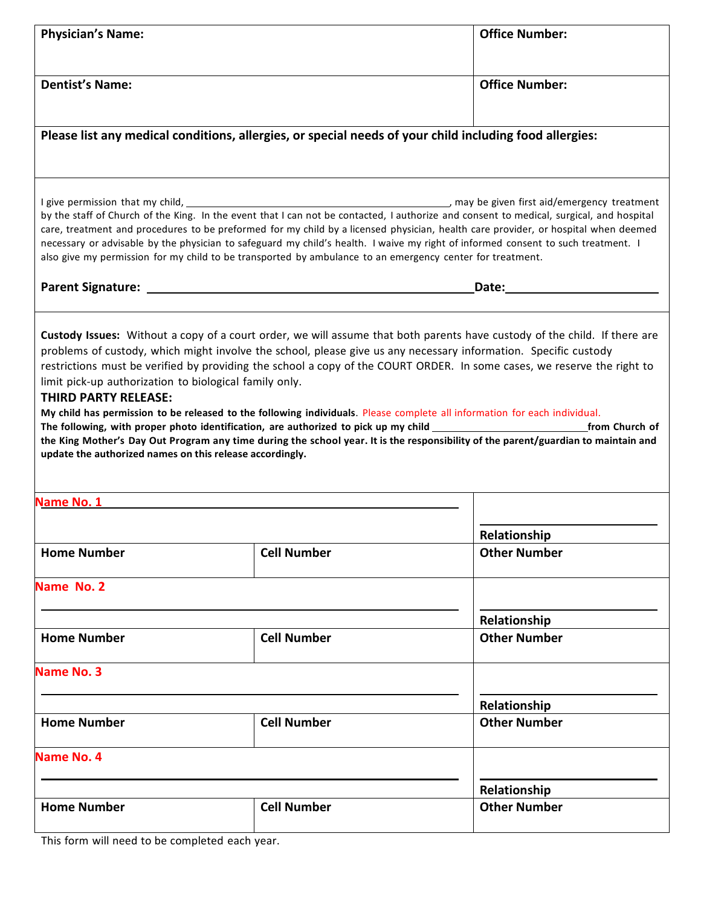| | |
|---|---|
| **Physician's Name:** | **Office Number:** |
| **Dentist's Name:** | **Office Number:** |

**Please list any medical conditions, allergies, or special needs of your child including food allergies:**

I give permission that my child, \_\_\_\_\_\_\_\_\_\_\_\_\_\_\_\_\_\_\_\_\_\_\_\_\_\_\_\_\_\_\_\_\_\_\_\_\_\_\_\_, may be given first aid/emergency treatment by the staff of Church of the King. In the event that I can not be contacted, I authorize and consent to medical, surgical, and hospital care, treatment and procedures to be preformed for my child by a licensed physician, health care provider, or hospital when deemed necessary or advisable by the physician to safeguard my child's health. I waive my right of informed consent to such treatment. I also give my permission for my child to be transported by ambulance to an emergency center for treatment.

**Parent Signature:** \_\_\_\_\_\_\_\_\_\_\_\_\_\_\_\_\_\_\_\_\_\_\_\_\_\_\_\_\_\_\_\_\_\_\_\_\_\_\_\_\_\_\_\_\_\_\_\_ **Date:**\_\_\_\_\_\_\_\_\_\_\_\_\_\_\_\_\_\_\_\_\_\_

**Custody Issues:** Without a copy of a court order, we will assume that both parents have custody of the child. If there are problems of custody, which might involve the school, please give us any necessary information. Specific custody restrictions must be verified by providing the school a copy of the COURT ORDER. In some cases, we reserve the right to limit pick-up authorization to biological family only.

**THIRD PARTY RELEASE:**

**My child has permission to be released to the following individuals**. Please complete all information for each individual.

**The following, with proper photo identification, are authorized to pick up my child \_\_\_\_\_\_\_\_\_\_\_\_\_\_\_\_\_\_\_\_\_\_\_\_\_\_\_\_ from Church of the King Mother's Day Out Program any time during the school year. It is the responsibility of the parent/guardian to maintain and update the authorized names on this release accordingly.**

| | | |
|---|---|---|
| **Name No. 1** | | **Relationship** |
| **Home Number** | **Cell Number** | **Other Number** |
| **Name No. 2** | | **Relationship** |
| **Home Number** | **Cell Number** | **Other Number** |
| **Name No. 3** | | **Relationship** |
| **Home Number** | **Cell Number** | **Other Number** |
| **Name No. 4** | | **Relationship** |
| **Home Number** | **Cell Number** | **Other Number** |

This form will need to be completed each year.